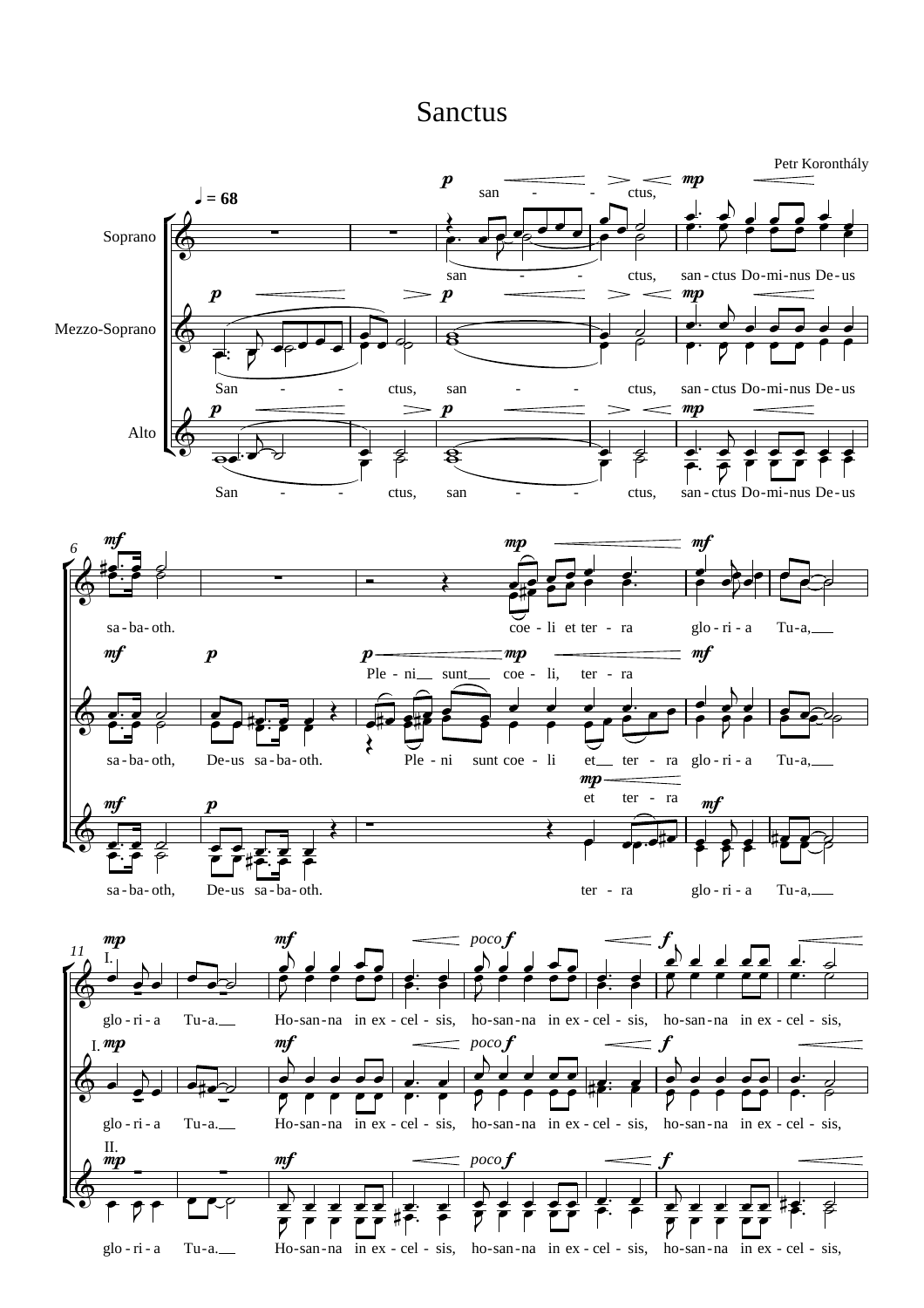# Sanctus

Petr Koronthály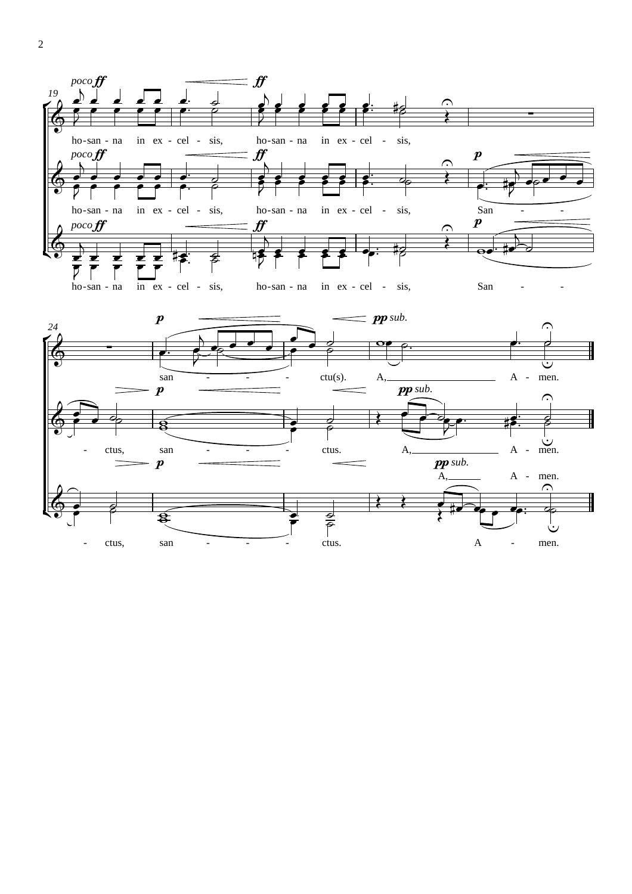19

*poco* **ff** — **ff**

ho-san - na in ex - cel - sis, ho-san - na in ex - cel - sis,

*poco* **ff** — **ff** — **p**

ho-san - na in ex - cel - sis, ho-san - na in ex - cel - sis, San - -

*poco* **ff** — **ff** — **p**

ho-san - na in ex - cel - sis, ho-san - na in ex - cel - sis, San - -

24

**p** — **pp** *sub.*

san - - - - ctu(s). A, A - men.

**p** — **pp** *sub.*

- ctus, san - - - - ctus. A, A - men.

**p** — **pp** *sub.*

A, A - men.

- ctus, san - - - - ctus. A - men.